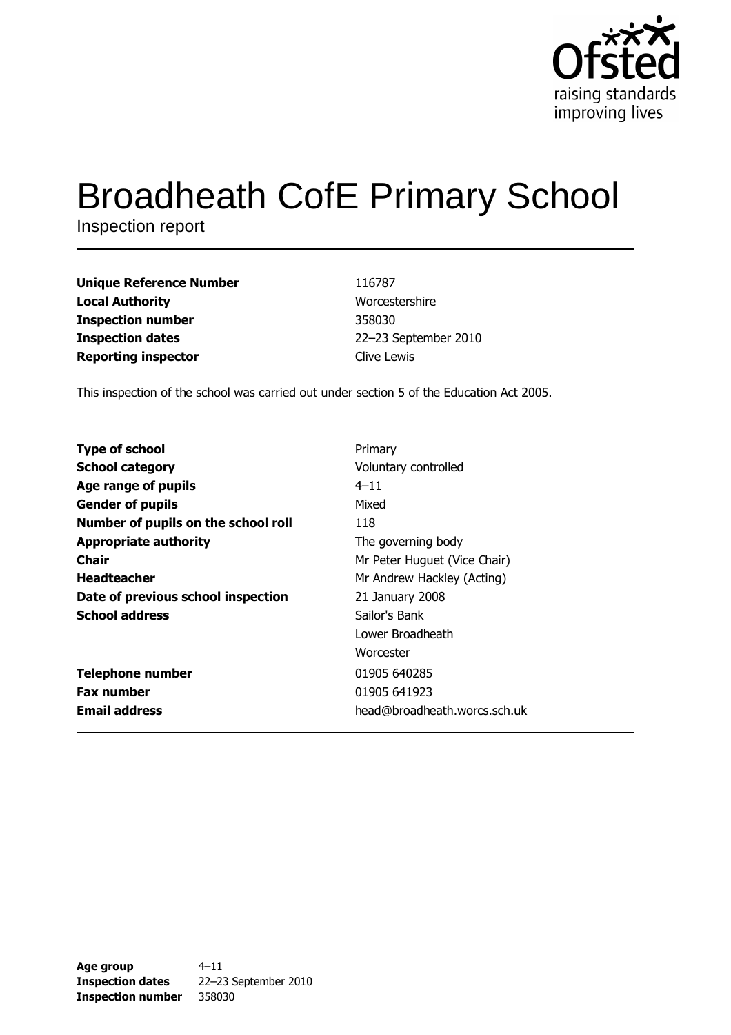Ofsted
raising standards
improving lives

# Broadheath CofE Primary School

Inspection report

| | |
|---|---|
| **Unique Reference Number** | 116787 |
| **Local Authority** | Worcestershire |
| **Inspection number** | 358030 |
| **Inspection dates** | 22–23 September 2010 |
| **Reporting inspector** | Clive Lewis |

This inspection of the school was carried out under section 5 of the Education Act 2005.

| | |
|---|---|
| **Type of school** | Primary |
| **School category** | Voluntary controlled |
| **Age range of pupils** | 4–11 |
| **Gender of pupils** | Mixed |
| **Number of pupils on the school roll** | 118 |
| **Appropriate authority** | The governing body |
| **Chair** | Mr Peter Huguet (Vice Chair) |
| **Headteacher** | Mr Andrew Hackley (Acting) |
| **Date of previous school inspection** | 21 January 2008 |
| **School address** | Sailor's Bank<br>Lower Broadheath<br>Worcester |
| **Telephone number** | 01905 640285 |
| **Fax number** | 01905 641923 |
| **Email address** | head@broadheath.worcs.sch.uk |

| | |
|---|---|
| **Age group** | 4–11 |
| **Inspection dates** | 22–23 September 2010 |
| **Inspection number** | 358030 |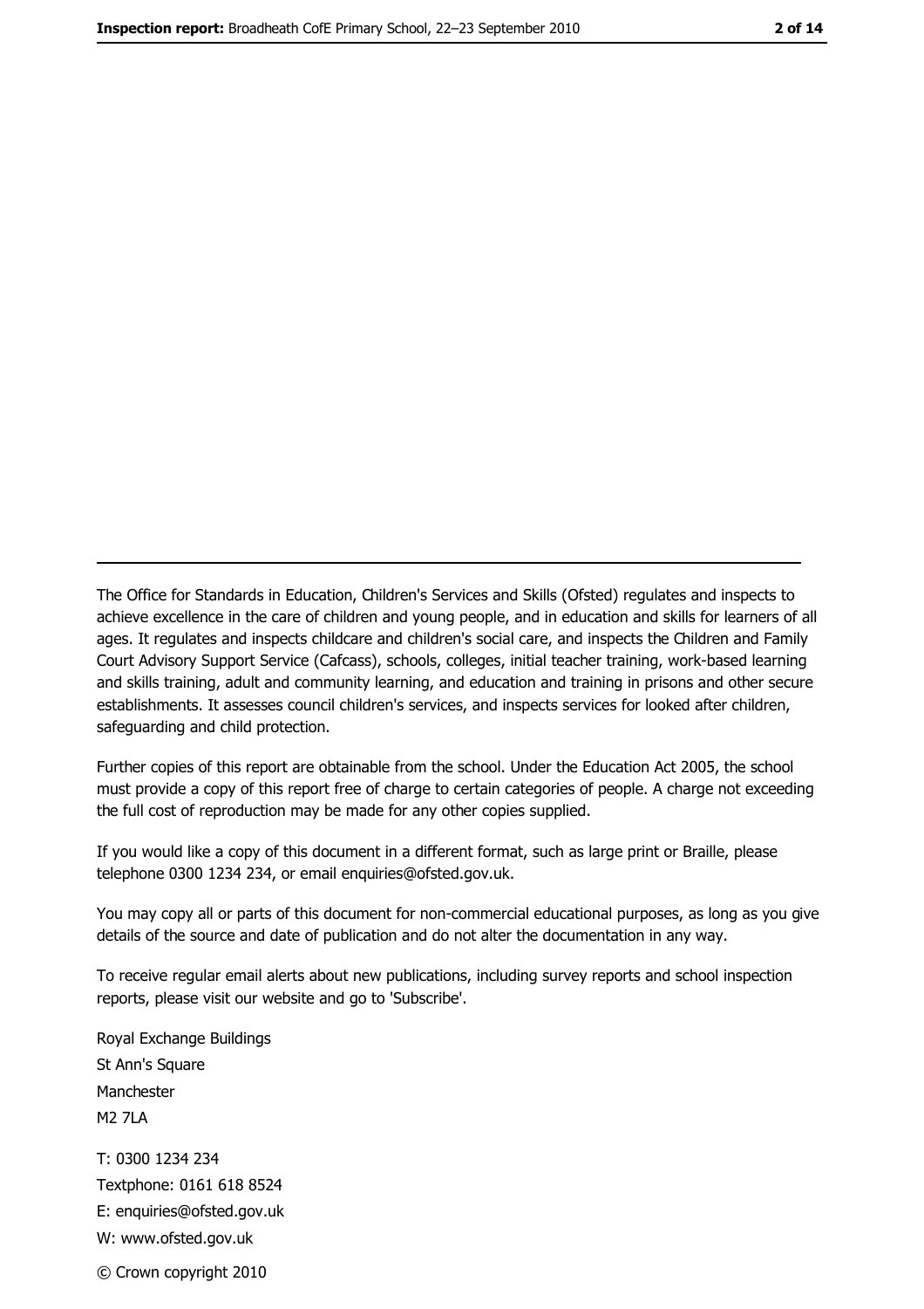The Office for Standards in Education, Children's Services and Skills (Ofsted) regulates and inspects to achieve excellence in the care of children and young people, and in education and skills for learners of all ages. It regulates and inspects childcare and children's social care, and inspects the Children and Family Court Advisory Support Service (Cafcass), schools, colleges, initial teacher training, work-based learning and skills training, adult and community learning, and education and training in prisons and other secure establishments. It assesses council children's services, and inspects services for looked after children, safeguarding and child protection.

Further copies of this report are obtainable from the school. Under the Education Act 2005, the school must provide a copy of this report free of charge to certain categories of people. A charge not exceeding the full cost of reproduction may be made for any other copies supplied.

If you would like a copy of this document in a different format, such as large print or Braille, please telephone 0300 1234 234, or email enquiries@ofsted.gov.uk.

You may copy all or parts of this document for non-commercial educational purposes, as long as you give details of the source and date of publication and do not alter the documentation in any way.

To receive regular email alerts about new publications, including survey reports and school inspection reports, please visit our website and go to 'Subscribe'.

Royal Exchange Buildings
St Ann's Square
Manchester
M2 7LA

T: 0300 1234 234
Textphone: 0161 618 8524
E: enquiries@ofsted.gov.uk
W: www.ofsted.gov.uk

© Crown copyright 2010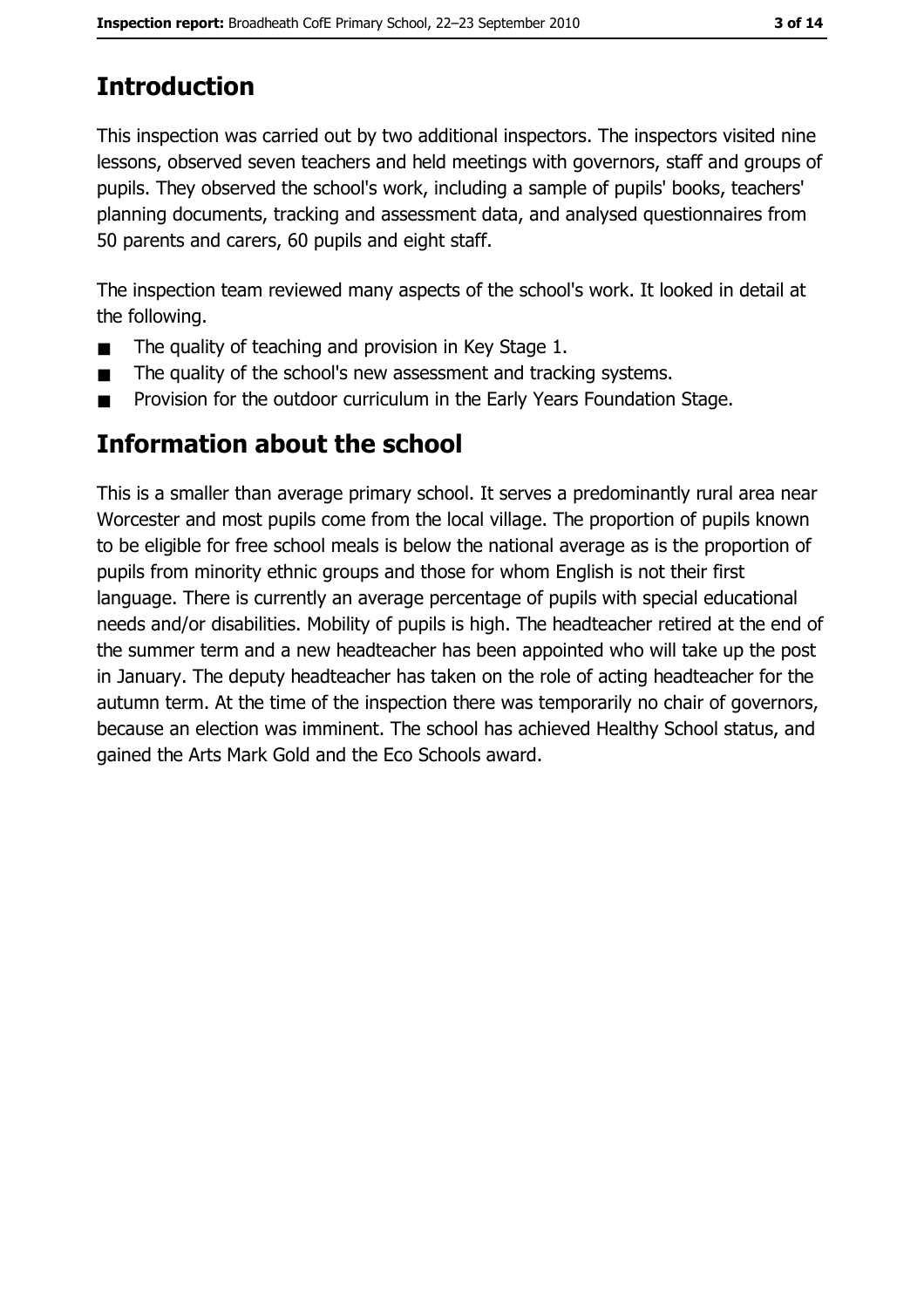## Introduction

This inspection was carried out by two additional inspectors. The inspectors visited nine lessons, observed seven teachers and held meetings with governors, staff and groups of pupils. They observed the school's work, including a sample of pupils' books, teachers' planning documents, tracking and assessment data, and analysed questionnaires from 50 parents and carers, 60 pupils and eight staff.

The inspection team reviewed many aspects of the school's work. It looked in detail at the following.

- The quality of teaching and provision in Key Stage 1.
- The quality of the school's new assessment and tracking systems.
- Provision for the outdoor curriculum in the Early Years Foundation Stage.

## Information about the school

This is a smaller than average primary school. It serves a predominantly rural area near Worcester and most pupils come from the local village. The proportion of pupils known to be eligible for free school meals is below the national average as is the proportion of pupils from minority ethnic groups and those for whom English is not their first language. There is currently an average percentage of pupils with special educational needs and/or disabilities. Mobility of pupils is high. The headteacher retired at the end of the summer term and a new headteacher has been appointed who will take up the post in January. The deputy headteacher has taken on the role of acting headteacher for the autumn term. At the time of the inspection there was temporarily no chair of governors, because an election was imminent. The school has achieved Healthy School status, and gained the Arts Mark Gold and the Eco Schools award.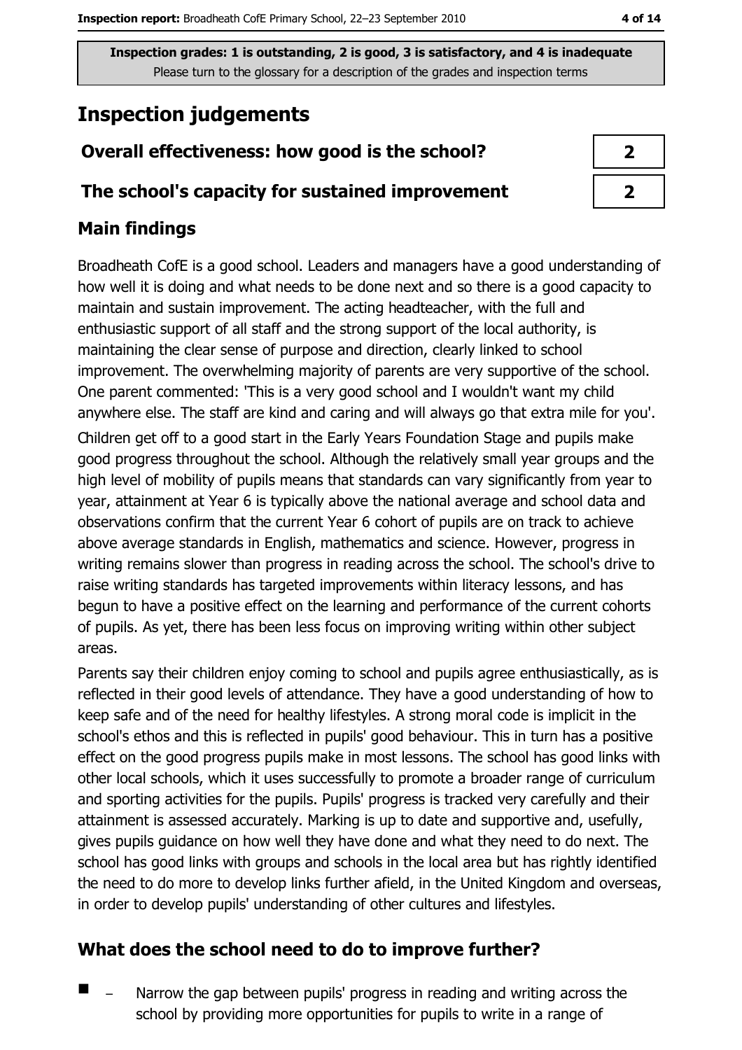Inspection grades: 1 is outstanding, 2 is good, 3 is satisfactory, and 4 is inadequate
Please turn to the glossary for a description of the grades and inspection terms

# Inspection judgements

| | |
|---|---|
| **Overall effectiveness: how good is the school?** | 2 |
| **The school's capacity for sustained improvement** | 2 |

## Main findings

Broadheath CofE is a good school. Leaders and managers have a good understanding of how well it is doing and what needs to be done next and so there is a good capacity to maintain and sustain improvement. The acting headteacher, with the full and enthusiastic support of all staff and the strong support of the local authority, is maintaining the clear sense of purpose and direction, clearly linked to school improvement. The overwhelming majority of parents are very supportive of the school. One parent commented: 'This is a very good school and I wouldn't want my child anywhere else. The staff are kind and caring and will always go that extra mile for you'.

Children get off to a good start in the Early Years Foundation Stage and pupils make good progress throughout the school. Although the relatively small year groups and the high level of mobility of pupils means that standards can vary significantly from year to year, attainment at Year 6 is typically above the national average and school data and observations confirm that the current Year 6 cohort of pupils are on track to achieve above average standards in English, mathematics and science. However, progress in writing remains slower than progress in reading across the school. The school's drive to raise writing standards has targeted improvements within literacy lessons, and has begun to have a positive effect on the learning and performance of the current cohorts of pupils. As yet, there has been less focus on improving writing within other subject areas.

Parents say their children enjoy coming to school and pupils agree enthusiastically, as is reflected in their good levels of attendance. They have a good understanding of how to keep safe and of the need for healthy lifestyles. A strong moral code is implicit in the school's ethos and this is reflected in pupils' good behaviour. This in turn has a positive effect on the good progress pupils make in most lessons. The school has good links with other local schools, which it uses successfully to promote a broader range of curriculum and sporting activities for the pupils. Pupils' progress is tracked very carefully and their attainment is assessed accurately. Marking is up to date and supportive and, usefully, gives pupils guidance on how well they have done and what they need to do next. The school has good links with groups and schools in the local area but has rightly identified the need to do more to develop links further afield, in the United Kingdom and overseas, in order to develop pupils' understanding of other cultures and lifestyles.

## What does the school need to do to improve further?

- – Narrow the gap between pupils' progress in reading and writing across the school by providing more opportunities for pupils to write in a range of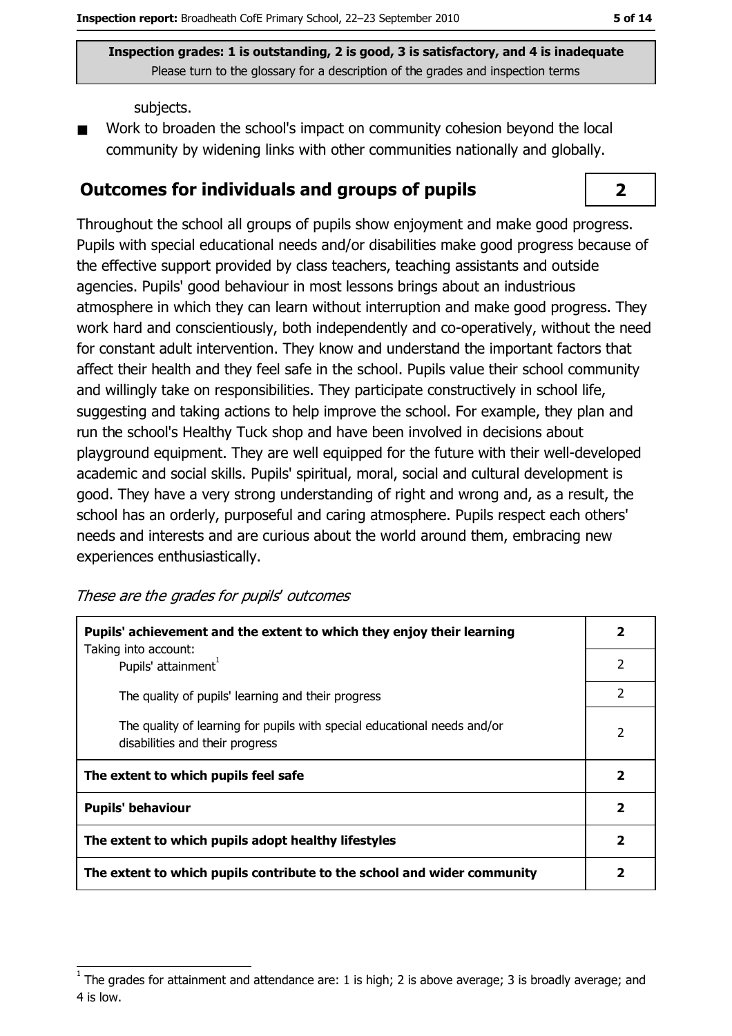**Inspection grades: 1 is outstanding, 2 is good, 3 is satisfactory, and 4 is inadequate**
Please turn to the glossary for a description of the grades and inspection terms

subjects.

- Work to broaden the school's impact on community cohesion beyond the local community by widening links with other communities nationally and globally.

## Outcomes for individuals and groups of pupils — 2

Throughout the school all groups of pupils show enjoyment and make good progress. Pupils with special educational needs and/or disabilities make good progress because of the effective support provided by class teachers, teaching assistants and outside agencies. Pupils' good behaviour in most lessons brings about an industrious atmosphere in which they can learn without interruption and make good progress. They work hard and conscientiously, both independently and co-operatively, without the need for constant adult intervention. They know and understand the important factors that affect their health and they feel safe in the school. Pupils value their school community and willingly take on responsibilities. They participate constructively in school life, suggesting and taking actions to help improve the school. For example, they plan and run the school's Healthy Tuck shop and have been involved in decisions about playground equipment. They are well equipped for the future with their well-developed academic and social skills. Pupils' spiritual, moral, social and cultural development is good. They have a very strong understanding of right and wrong and, as a result, the school has an orderly, purposeful and caring atmosphere. Pupils respect each others' needs and interests and are curious about the world around them, embracing new experiences enthusiastically.

*These are the grades for pupils' outcomes*

| | |
|---|---|
| **Pupils' achievement and the extent to which they enjoy their learning** | **2** |
| Taking into account: Pupils' attainment[1] | 2 |
| The quality of pupils' learning and their progress | 2 |
| The quality of learning for pupils with special educational needs and/or disabilities and their progress | 2 |
| **The extent to which pupils feel safe** | **2** |
| **Pupils' behaviour** | **2** |
| **The extent to which pupils adopt healthy lifestyles** | **2** |
| **The extent to which pupils contribute to the school and wider community** | **2** |

[1] The grades for attainment and attendance are: 1 is high; 2 is above average; 3 is broadly average; and 4 is low.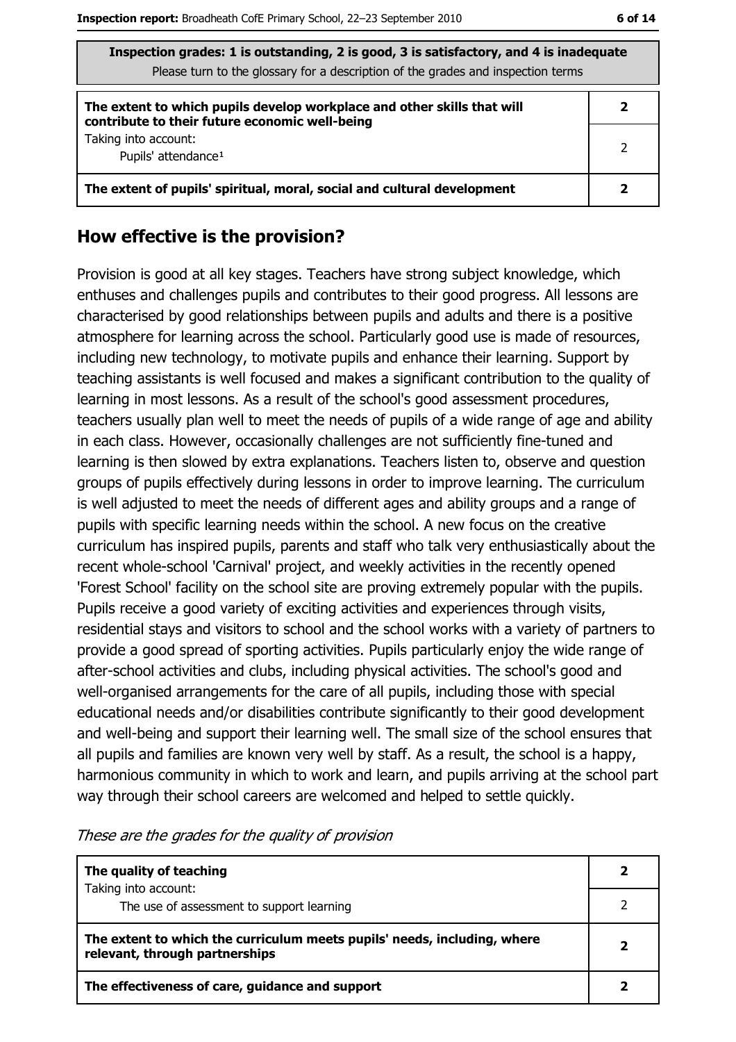| Inspection grades: 1 is outstanding, 2 is good, 3 is satisfactory, and 4 is inadequate<br>Please turn to the glossary for a description of the grades and inspection terms | |
|---|---|
| **The extent to which pupils develop workplace and other skills that will contribute to their future economic well-being** | **2** |
| Taking into account:<br>Pupils' attendance[1] | 2 |
| **The extent of pupils' spiritual, moral, social and cultural development** | **2** |

## How effective is the provision?

Provision is good at all key stages. Teachers have strong subject knowledge, which enthuses and challenges pupils and contributes to their good progress. All lessons are characterised by good relationships between pupils and adults and there is a positive atmosphere for learning across the school. Particularly good use is made of resources, including new technology, to motivate pupils and enhance their learning. Support by teaching assistants is well focused and makes a significant contribution to the quality of learning in most lessons. As a result of the school's good assessment procedures, teachers usually plan well to meet the needs of pupils of a wide range of age and ability in each class. However, occasionally challenges are not sufficiently fine-tuned and learning is then slowed by extra explanations. Teachers listen to, observe and question groups of pupils effectively during lessons in order to improve learning. The curriculum is well adjusted to meet the needs of different ages and ability groups and a range of pupils with specific learning needs within the school. A new focus on the creative curriculum has inspired pupils, parents and staff who talk very enthusiastically about the recent whole-school 'Carnival' project, and weekly activities in the recently opened 'Forest School' facility on the school site are proving extremely popular with the pupils. Pupils receive a good variety of exciting activities and experiences through visits, residential stays and visitors to school and the school works with a variety of partners to provide a good spread of sporting activities. Pupils particularly enjoy the wide range of after-school activities and clubs, including physical activities. The school's good and well-organised arrangements for the care of all pupils, including those with special educational needs and/or disabilities contribute significantly to their good development and well-being and support their learning well. The small size of the school ensures that all pupils and families are known very well by staff. As a result, the school is a happy, harmonious community in which to work and learn, and pupils arriving at the school part way through their school careers are welcomed and helped to settle quickly.

*These are the grades for the quality of provision*

| | |
|---|---|
| **The quality of teaching**<br>Taking into account: | **2** |
| The use of assessment to support learning | 2 |
| **The extent to which the curriculum meets pupils' needs, including, where relevant, through partnerships** | **2** |
| **The effectiveness of care, guidance and support** | **2** |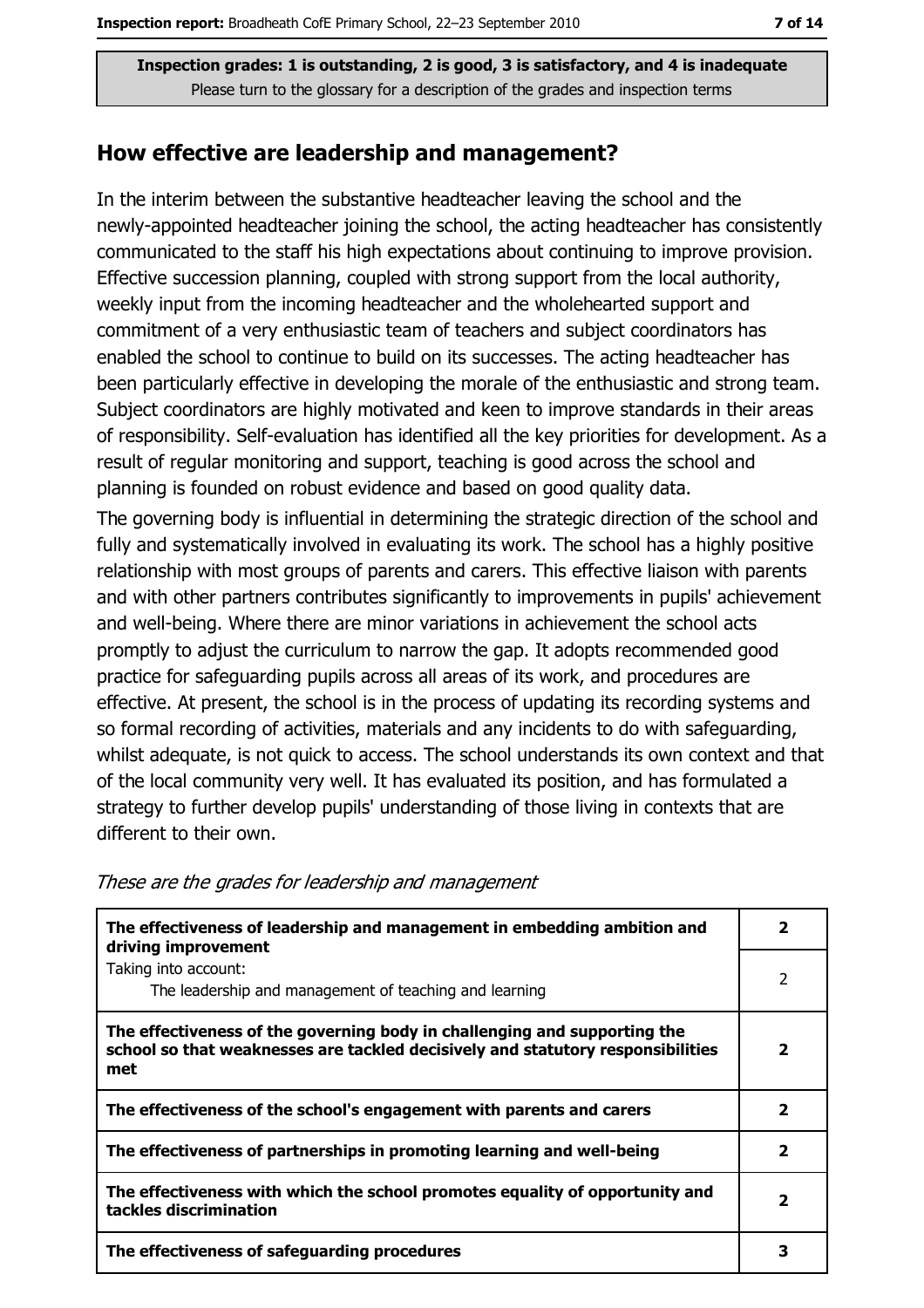**Inspection grades: 1 is outstanding, 2 is good, 3 is satisfactory, and 4 is inadequate**
Please turn to the glossary for a description of the grades and inspection terms

## How effective are leadership and management?

In the interim between the substantive headteacher leaving the school and the newly-appointed headteacher joining the school, the acting headteacher has consistently communicated to the staff his high expectations about continuing to improve provision. Effective succession planning, coupled with strong support from the local authority, weekly input from the incoming headteacher and the wholehearted support and commitment of a very enthusiastic team of teachers and subject coordinators has enabled the school to continue to build on its successes. The acting headteacher has been particularly effective in developing the morale of the enthusiastic and strong team. Subject coordinators are highly motivated and keen to improve standards in their areas of responsibility. Self-evaluation has identified all the key priorities for development. As a result of regular monitoring and support, teaching is good across the school and planning is founded on robust evidence and based on good quality data.

The governing body is influential in determining the strategic direction of the school and fully and systematically involved in evaluating its work. The school has a highly positive relationship with most groups of parents and carers. This effective liaison with parents and with other partners contributes significantly to improvements in pupils' achievement and well-being. Where there are minor variations in achievement the school acts promptly to adjust the curriculum to narrow the gap. It adopts recommended good practice for safeguarding pupils across all areas of its work, and procedures are effective. At present, the school is in the process of updating its recording systems and so formal recording of activities, materials and any incidents to do with safeguarding, whilst adequate, is not quick to access. The school understands its own context and that of the local community very well. It has evaluated its position, and has formulated a strategy to further develop pupils' understanding of those living in contexts that are different to their own.

*These are the grades for leadership and management*

| | |
|---|---|
| **The effectiveness of leadership and management in embedding ambition and driving improvement** | **2** |
| Taking into account:<br>The leadership and management of teaching and learning | 2 |
| **The effectiveness of the governing body in challenging and supporting the school so that weaknesses are tackled decisively and statutory responsibilities met** | **2** |
| **The effectiveness of the school's engagement with parents and carers** | **2** |
| **The effectiveness of partnerships in promoting learning and well-being** | **2** |
| **The effectiveness with which the school promotes equality of opportunity and tackles discrimination** | **2** |
| **The effectiveness of safeguarding procedures** | **3** |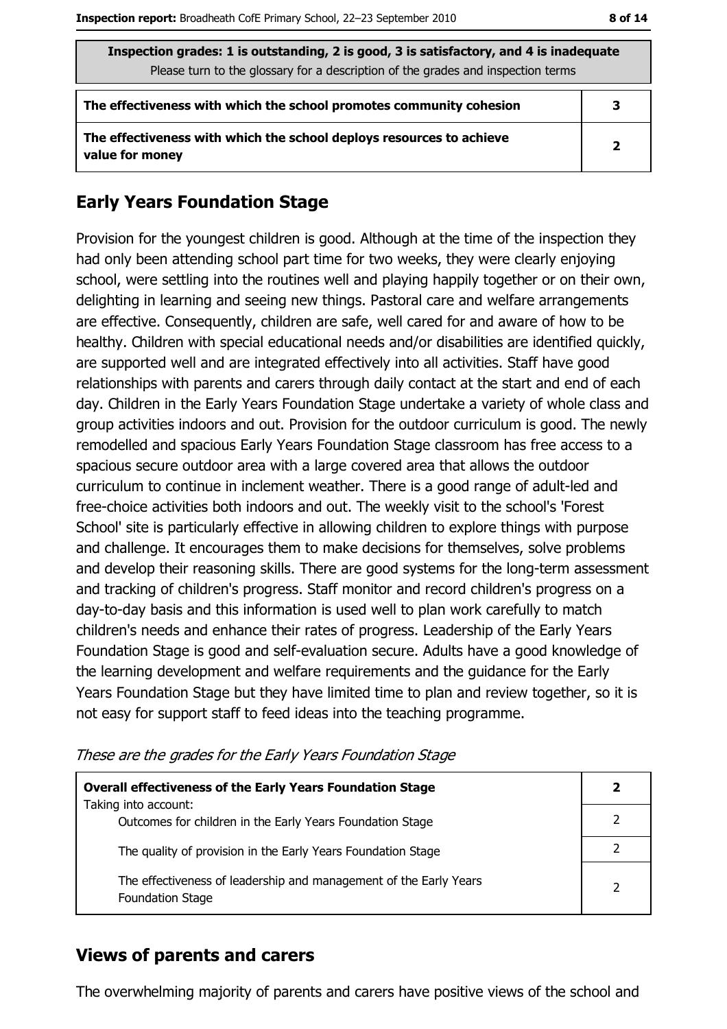| Inspection grades: 1 is outstanding, 2 is good, 3 is satisfactory, and 4 is inadequate<br>Please turn to the glossary for a description of the grades and inspection terms | |
|---|---|
| **The effectiveness with which the school promotes community cohesion** | **3** |
| **The effectiveness with which the school deploys resources to achieve value for money** | **2** |

## Early Years Foundation Stage

Provision for the youngest children is good. Although at the time of the inspection they had only been attending school part time for two weeks, they were clearly enjoying school, were settling into the routines well and playing happily together or on their own, delighting in learning and seeing new things. Pastoral care and welfare arrangements are effective. Consequently, children are safe, well cared for and aware of how to be healthy. Children with special educational needs and/or disabilities are identified quickly, are supported well and are integrated effectively into all activities. Staff have good relationships with parents and carers through daily contact at the start and end of each day. Children in the Early Years Foundation Stage undertake a variety of whole class and group activities indoors and out. Provision for the outdoor curriculum is good. The newly remodelled and spacious Early Years Foundation Stage classroom has free access to a spacious secure outdoor area with a large covered area that allows the outdoor curriculum to continue in inclement weather. There is a good range of adult-led and free-choice activities both indoors and out. The weekly visit to the school's 'Forest School' site is particularly effective in allowing children to explore things with purpose and challenge. It encourages them to make decisions for themselves, solve problems and develop their reasoning skills. There are good systems for the long-term assessment and tracking of children's progress. Staff monitor and record children's progress on a day-to-day basis and this information is used well to plan work carefully to match children's needs and enhance their rates of progress. Leadership of the Early Years Foundation Stage is good and self-evaluation secure. Adults have a good knowledge of the learning development and welfare requirements and the guidance for the Early Years Foundation Stage but they have limited time to plan and review together, so it is not easy for support staff to feed ideas into the teaching programme.

*These are the grades for the Early Years Foundation Stage*

| | |
|---|---|
| **Overall effectiveness of the Early Years Foundation Stage**<br>Taking into account: | **2** |
| Outcomes for children in the Early Years Foundation Stage | 2 |
| The quality of provision in the Early Years Foundation Stage | 2 |
| The effectiveness of leadership and management of the Early Years Foundation Stage | 2 |

## Views of parents and carers

The overwhelming majority of parents and carers have positive views of the school and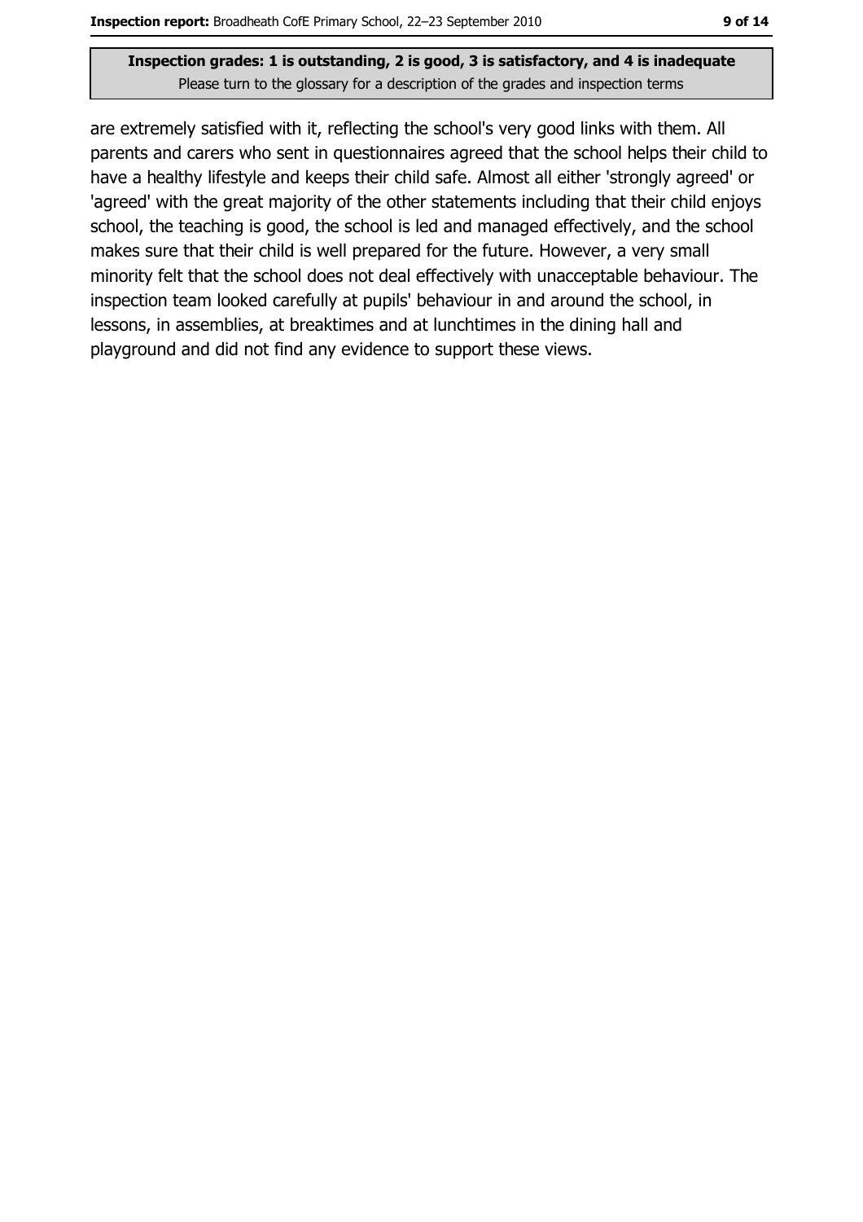are extremely satisfied with it, reflecting the school's very good links with them. All parents and carers who sent in questionnaires agreed that the school helps their child to have a healthy lifestyle and keeps their child safe. Almost all either 'strongly agreed' or 'agreed' with the great majority of the other statements including that their child enjoys school, the teaching is good, the school is led and managed effectively, and the school makes sure that their child is well prepared for the future. However, a very small minority felt that the school does not deal effectively with unacceptable behaviour. The inspection team looked carefully at pupils' behaviour in and around the school, in lessons, in assemblies, at breaktimes and at lunchtimes in the dining hall and playground and did not find any evidence to support these views.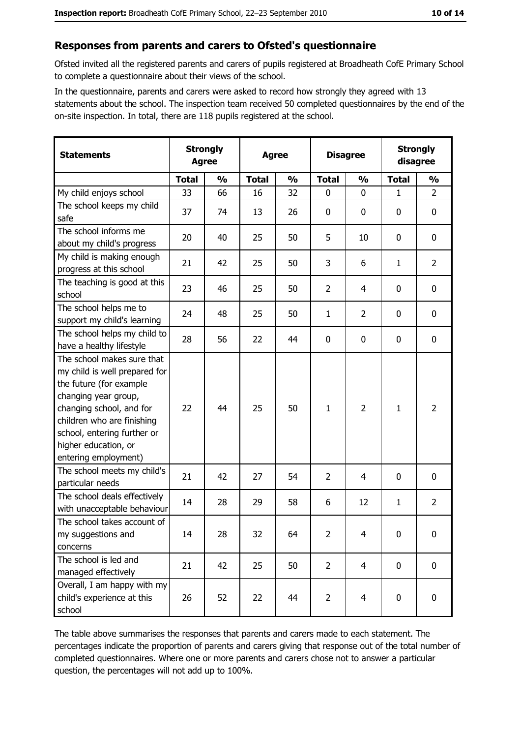## Responses from parents and carers to Ofsted's questionnaire

Ofsted invited all the registered parents and carers of pupils registered at Broadheath CofE Primary School to complete a questionnaire about their views of the school.

In the questionnaire, parents and carers were asked to record how strongly they agreed with 13 statements about the school. The inspection team received 50 completed questionnaires by the end of the on-site inspection. In total, there are 118 pupils registered at the school.

| Statements | Strongly Agree | | Agree | | Disagree | | Strongly disagree | |
|---|---|---|---|---|---|---|---|---|
| | Total | % | Total | % | Total | % | Total | % |
| My child enjoys school | 33 | 66 | 16 | 32 | 0 | 0 | 1 | 2 |
| The school keeps my child safe | 37 | 74 | 13 | 26 | 0 | 0 | 0 | 0 |
| The school informs me about my child's progress | 20 | 40 | 25 | 50 | 5 | 10 | 0 | 0 |
| My child is making enough progress at this school | 21 | 42 | 25 | 50 | 3 | 6 | 1 | 2 |
| The teaching is good at this school | 23 | 46 | 25 | 50 | 2 | 4 | 0 | 0 |
| The school helps me to support my child's learning | 24 | 48 | 25 | 50 | 1 | 2 | 0 | 0 |
| The school helps my child to have a healthy lifestyle | 28 | 56 | 22 | 44 | 0 | 0 | 0 | 0 |
| The school makes sure that my child is well prepared for the future (for example changing year group, changing school, and for children who are finishing school, entering further or higher education, or entering employment) | 22 | 44 | 25 | 50 | 1 | 2 | 1 | 2 |
| The school meets my child's particular needs | 21 | 42 | 27 | 54 | 2 | 4 | 0 | 0 |
| The school deals effectively with unacceptable behaviour | 14 | 28 | 29 | 58 | 6 | 12 | 1 | 2 |
| The school takes account of my suggestions and concerns | 14 | 28 | 32 | 64 | 2 | 4 | 0 | 0 |
| The school is led and managed effectively | 21 | 42 | 25 | 50 | 2 | 4 | 0 | 0 |
| Overall, I am happy with my child's experience at this school | 26 | 52 | 22 | 44 | 2 | 4 | 0 | 0 |

The table above summarises the responses that parents and carers made to each statement. The percentages indicate the proportion of parents and carers giving that response out of the total number of completed questionnaires. Where one or more parents and carers chose not to answer a particular question, the percentages will not add up to 100%.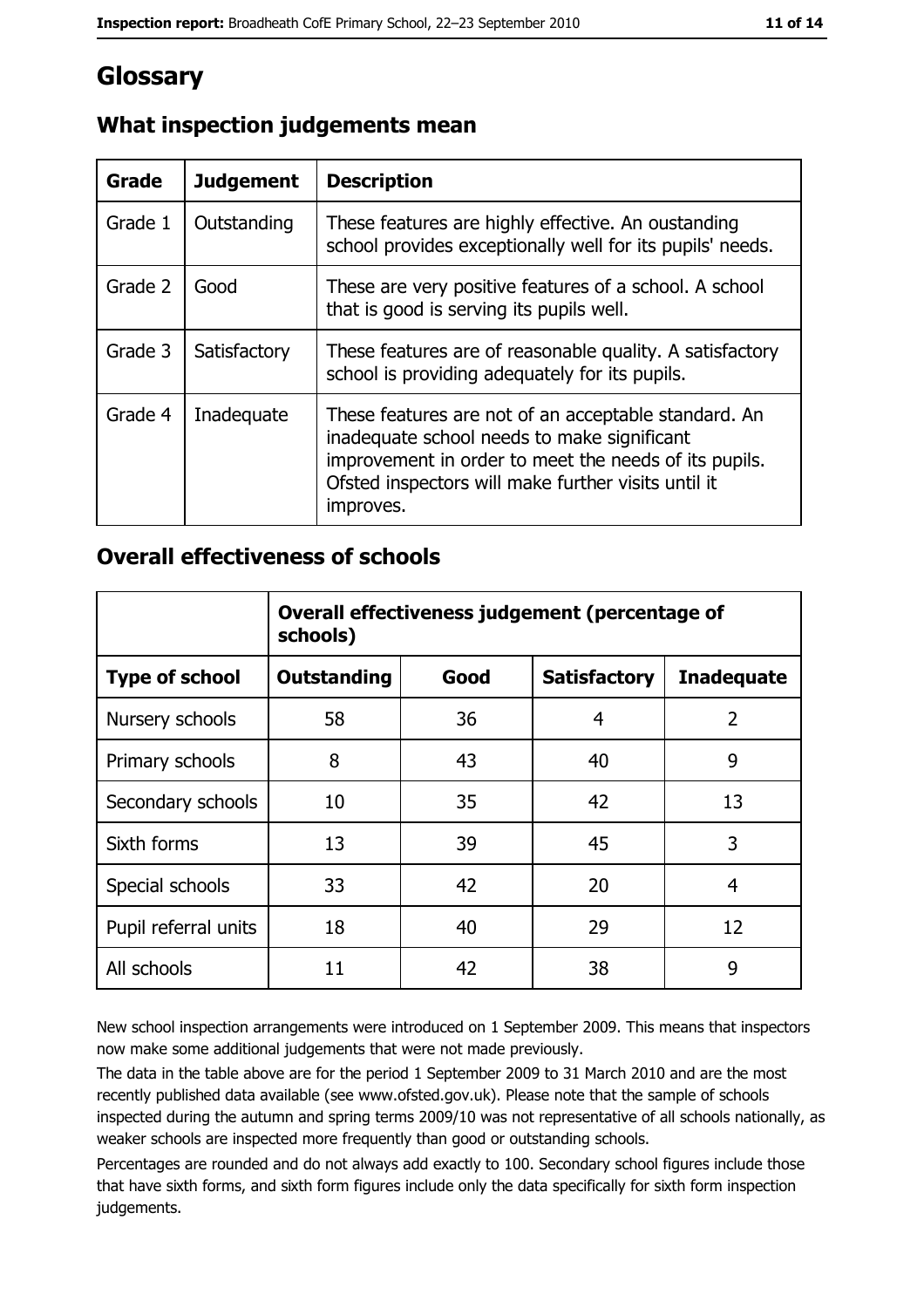# Glossary

## What inspection judgements mean

| Grade | Judgement | Description |
|---|---|---|
| Grade 1 | Outstanding | These features are highly effective. An oustanding school provides exceptionally well for its pupils' needs. |
| Grade 2 | Good | These are very positive features of a school. A school that is good is serving its pupils well. |
| Grade 3 | Satisfactory | These features are of reasonable quality. A satisfactory school is providing adequately for its pupils. |
| Grade 4 | Inadequate | These features are not of an acceptable standard. An inadequate school needs to make significant improvement in order to meet the needs of its pupils. Ofsted inspectors will make further visits until it improves. |

## Overall effectiveness of schools

| | Overall effectiveness judgement (percentage of schools) | | | |
|---|---|---|---|---|
| **Type of school** | **Outstanding** | **Good** | **Satisfactory** | **Inadequate** |
| Nursery schools | 58 | 36 | 4 | 2 |
| Primary schools | 8 | 43 | 40 | 9 |
| Secondary schools | 10 | 35 | 42 | 13 |
| Sixth forms | 13 | 39 | 45 | 3 |
| Special schools | 33 | 42 | 20 | 4 |
| Pupil referral units | 18 | 40 | 29 | 12 |
| All schools | 11 | 42 | 38 | 9 |

New school inspection arrangements were introduced on 1 September 2009. This means that inspectors now make some additional judgements that were not made previously.

The data in the table above are for the period 1 September 2009 to 31 March 2010 and are the most recently published data available (see www.ofsted.gov.uk). Please note that the sample of schools inspected during the autumn and spring terms 2009/10 was not representative of all schools nationally, as weaker schools are inspected more frequently than good or outstanding schools.

Percentages are rounded and do not always add exactly to 100. Secondary school figures include those that have sixth forms, and sixth form figures include only the data specifically for sixth form inspection judgements.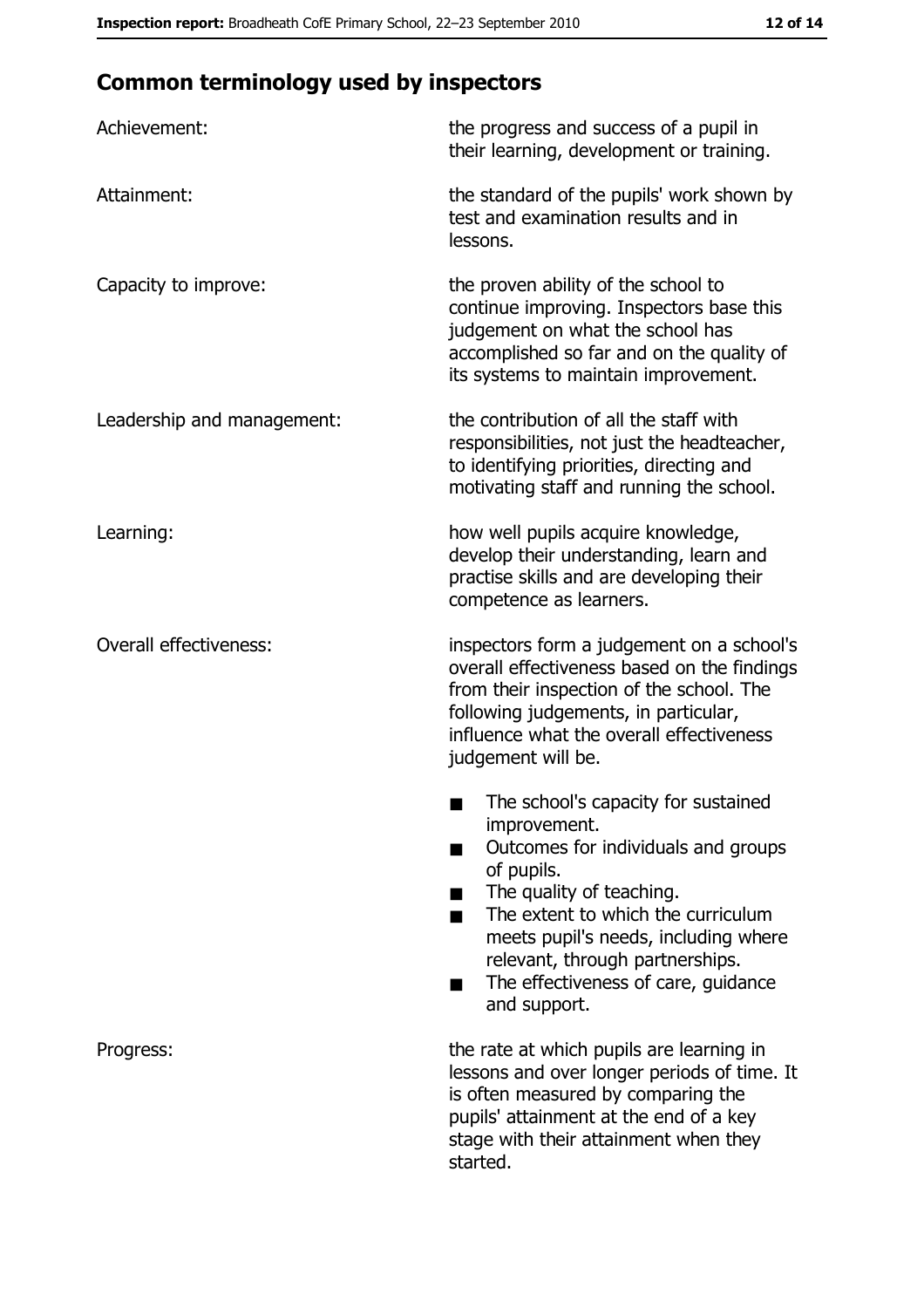## Common terminology used by inspectors

| | |
|---|---|
| Achievement: | the progress and success of a pupil in their learning, development or training. |
| Attainment: | the standard of the pupils' work shown by test and examination results and in lessons. |
| Capacity to improve: | the proven ability of the school to continue improving. Inspectors base this judgement on what the school has accomplished so far and on the quality of its systems to maintain improvement. |
| Leadership and management: | the contribution of all the staff with responsibilities, not just the headteacher, to identifying priorities, directing and motivating staff and running the school. |
| Learning: | how well pupils acquire knowledge, develop their understanding, learn and practise skills and are developing their competence as learners. |
| Overall effectiveness: | inspectors form a judgement on a school's overall effectiveness based on the findings from their inspection of the school. The following judgements, in particular, influence what the overall effectiveness judgement will be. <br>■ The school's capacity for sustained improvement. <br>■ Outcomes for individuals and groups of pupils. <br>■ The quality of teaching. <br>■ The extent to which the curriculum meets pupil's needs, including where relevant, through partnerships. <br>■ The effectiveness of care, guidance and support. |
| Progress: | the rate at which pupils are learning in lessons and over longer periods of time. It is often measured by comparing the pupils' attainment at the end of a key stage with their attainment when they started. |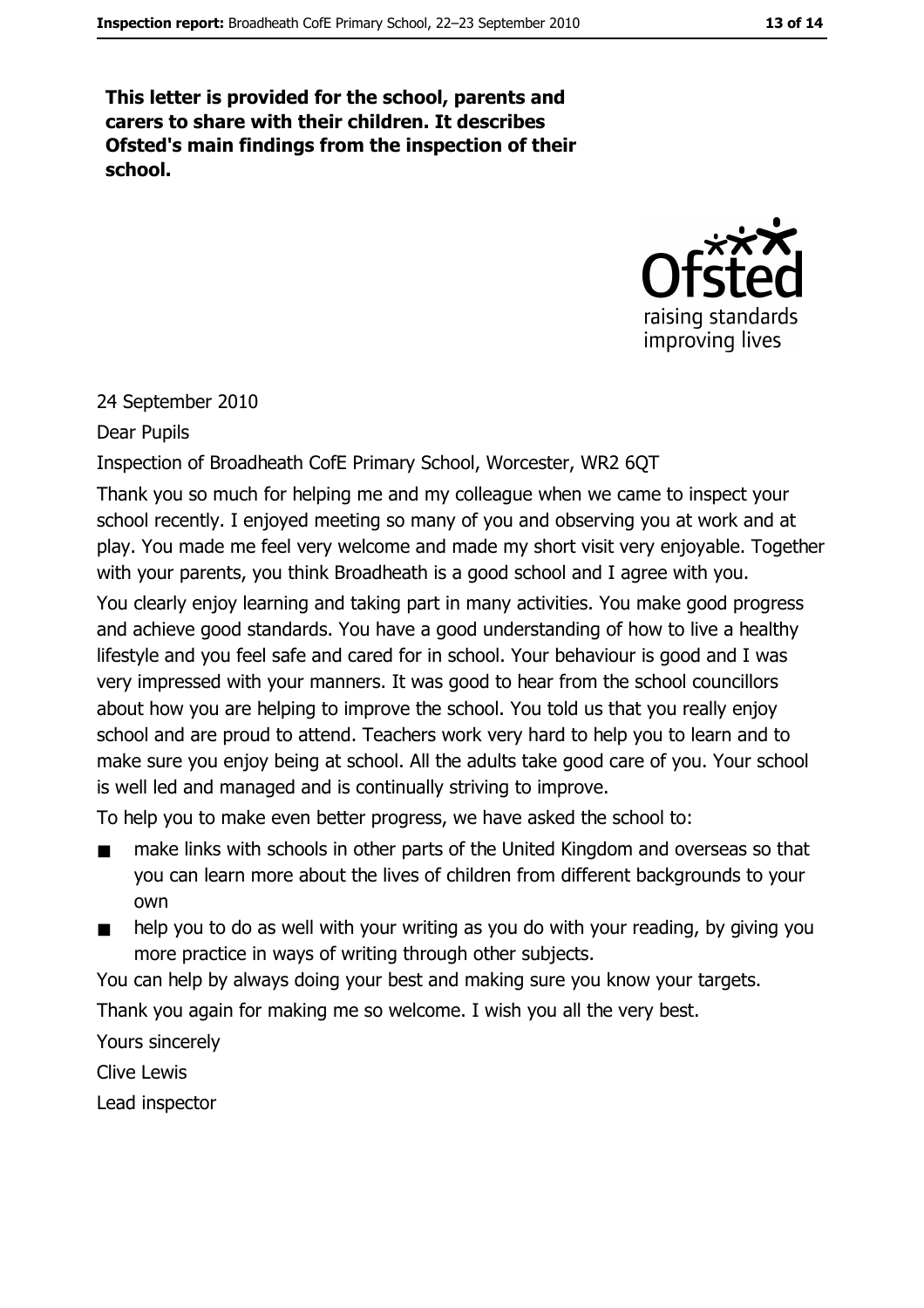**This letter is provided for the school, parents and carers to share with their children. It describes Ofsted's main findings from the inspection of their school.**

24 September 2010

Dear Pupils

Inspection of Broadheath CofE Primary School, Worcester, WR2 6QT

Thank you so much for helping me and my colleague when we came to inspect your school recently. I enjoyed meeting so many of you and observing you at work and at play. You made me feel very welcome and made my short visit very enjoyable. Together with your parents, you think Broadheath is a good school and I agree with you.

You clearly enjoy learning and taking part in many activities. You make good progress and achieve good standards. You have a good understanding of how to live a healthy lifestyle and you feel safe and cared for in school. Your behaviour is good and I was very impressed with your manners. It was good to hear from the school councillors about how you are helping to improve the school. You told us that you really enjoy school and are proud to attend. Teachers work very hard to help you to learn and to make sure you enjoy being at school. All the adults take good care of you. Your school is well led and managed and is continually striving to improve.

To help you to make even better progress, we have asked the school to:

- make links with schools in other parts of the United Kingdom and overseas so that you can learn more about the lives of children from different backgrounds to your own
- help you to do as well with your writing as you do with your reading, by giving you more practice in ways of writing through other subjects.

You can help by always doing your best and making sure you know your targets.

Thank you again for making me so welcome. I wish you all the very best.

Yours sincerely

Clive Lewis

Lead inspector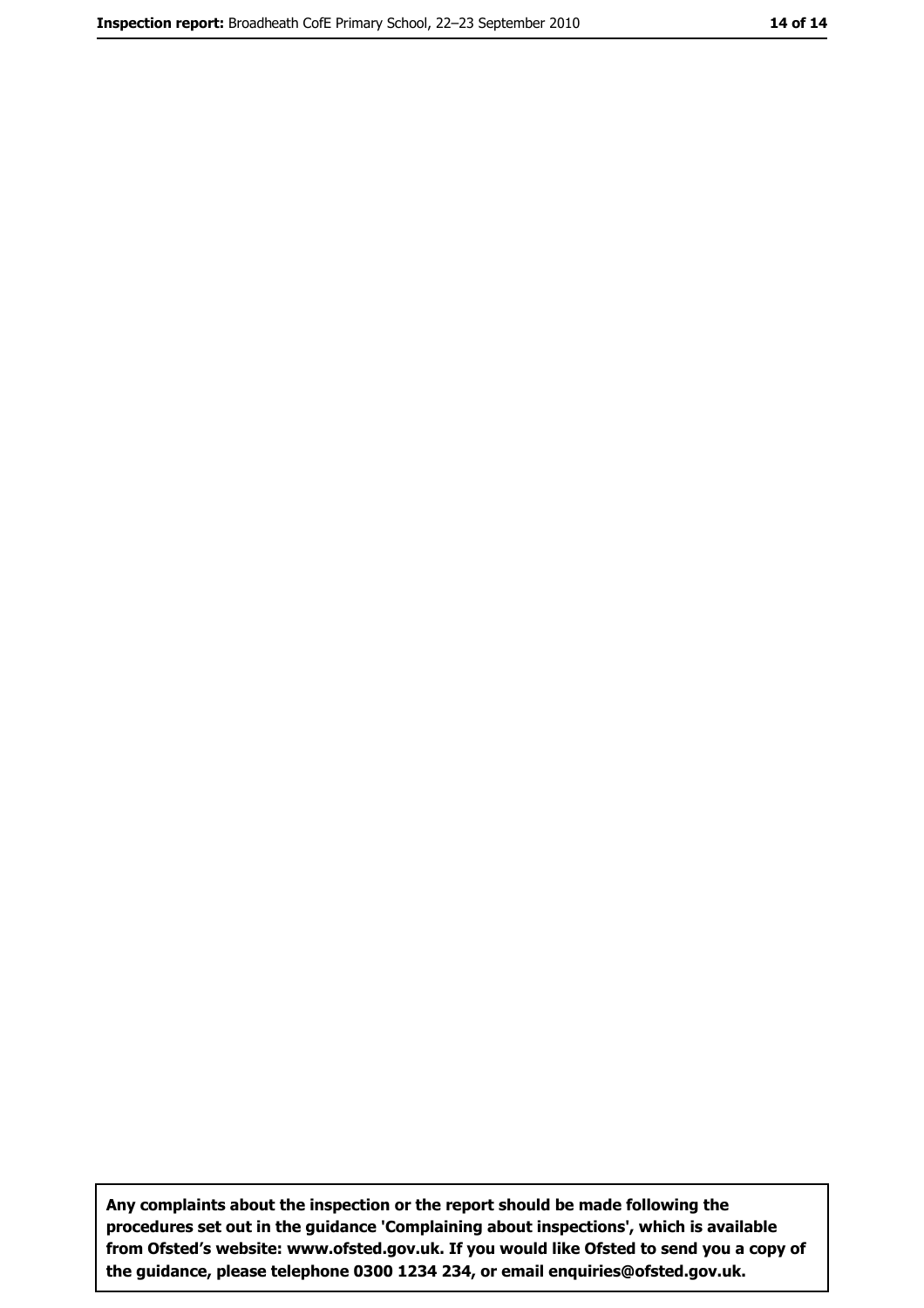**Any complaints about the inspection or the report should be made following the procedures set out in the guidance 'Complaining about inspections', which is available from Ofsted's website: www.ofsted.gov.uk. If you would like Ofsted to send you a copy of the guidance, please telephone 0300 1234 234, or email enquiries@ofsted.gov.uk.**